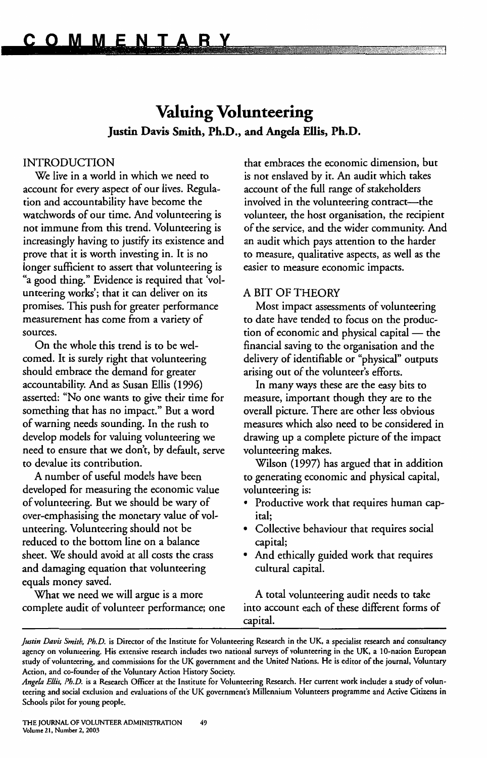COMMENTARY

# Valuing Volunteering

**Justin Davis Smith, Ph.D., and Angela Ellis, Ph.D.**

## INTRODUCTION

We live in a world in which we need to account for every aspect of our lives. Regulation and accountability have become the watchwords of our time. And volunteering is not immune from this trend. Volunteering is increasingly having to justify its existence and prove that it is worth investing in. It is no longer sufficient to assert that volunteering is "a good thing." Evidence is required that 'volunteering works'; that it can deliver on its promises. This push for greater performance measurement has come from a variety of sources.

On the whole this trend is to be welcomed. It is surely right that volunteering should embrace the demand for greater accountability. And as Susan Ellis (1996) asserted: "No one wants to give their time for something that has no impact." But a word of warning needs sounding. In the rush to develop models for valuing volunteering we need to ensure that we don't, by default, serve to devalue its contribution.

A number of useful models have been developed for measuring the economic value of volunteering. But we should be wary of over-emphasising the monetary value of volunteering. Volunteering should not be reduced to the bottom line on a balance sheet. We should avoid at all costs the crass and damaging equation that volunteering equals money saved.

What we need we will argue is a more complete audit of volunteer performance; one that embraces the economic dimension, but is not enslaved by it. An audit which takes account of the full range of stakeholders involved in the volunteering contract—the volunteer, the host organisation, the recipient of the service, and the wider community. And an audit which pays attention to the harder to measure, qualitative aspects, as well as the easier to measure economic impacts.

## A BIT OF THEORY

Most impact assessments of volunteering to date have tended to focus on the production of economic and physical capital — the financial saving to the organisation and the delivery of identifiable or "physical" outputs arising out of the volunteer's efforts.

In many ways these are the easy bits to measure, important though they are to the overall picture. There are other less obvious measures which also need to be considered in drawing up a complete picture of the impact volunteering makes.

Wilson (1997) has argued that in addition to generating economic and physical capital, volunteering is:

- Productive work that requires human capital;
- Collective behaviour that requires social capital;
- And ethically guided work that requires cultural capital.

A total volunteering audit needs to take into account each of these different forms of capital.

---

*Justin Davis Smith, Ph.D.* is Director of the Institute for Volunteering Research in the UK, a specialist research and consultancy agency on volunteering. His extensive research includes two national surveys of volunteering in the UK, a 10-nation European study of volunteering, and commissions for the UK government and the United Nations. He is editor of the journal, Voluntary Action, and co-founder of the Voluntary Action History Society.

*Angela Ellis, Ph.D.* is a Research Officer at the Institute for Volunteering Research. Her current work includes a study of volunteering and social exclusion and evaluations of the UK government's Millennium Volunteers programme and Active Citizens in Schools pilot for young people.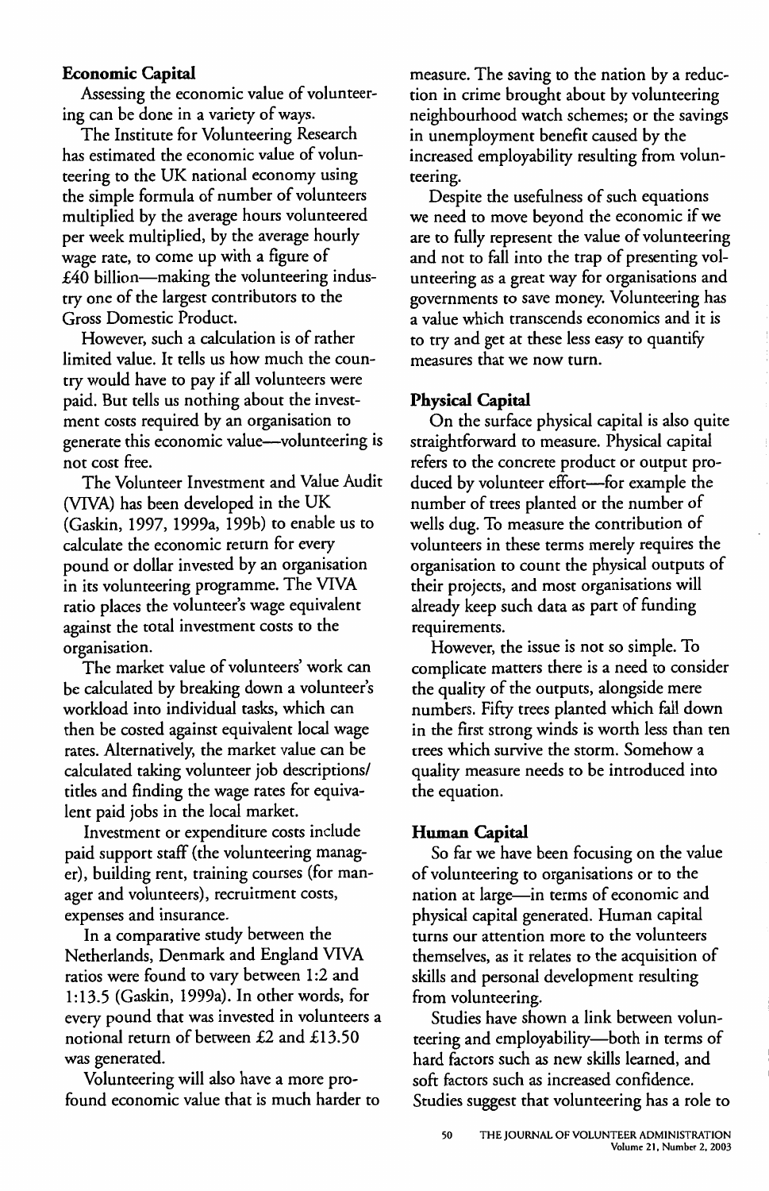## Economic Capital

Assessing the economic value of volunteering can be done in a variety of ways.

The Institute for Volunteering Research has estimated the economic value of volunteering to the UK national economy using the simple formula of number of volunteers multiplied by the average hours volunteered per week multiplied, by the average hourly wage rate, to come up with a figure of £40 billion—making the volunteering industry one of the largest contributors to the Gross Domestic Product.

However, such a calculation is of rather limited value. It tells us how much the country would have to pay if all volunteers were paid. But tells us nothing about the investment costs required by an organisation to generate this economic value—volunteering is not cost free.

The Volunteer Investment and Value Audit (VIVA) has been developed in the UK (Gaskin, 1997, 1999a, 199b) to enable us to calculate the economic return for every pound or dollar invested by an organisation in its volunteering programme. The VIVA ratio places the volunteer's wage equivalent against the total investment costs to the organisation.

The market value of volunteers' work can be calculated by breaking down a volunteer's workload into individual tasks, which can then be costed against equivalent local wage rates. Alternatively, the market value can be calculated taking volunteer job descriptions/titles and finding the wage rates for equivalent paid jobs in the local market.

Investment or expenditure costs include paid support staff (the volunteering manager), building rent, training courses (for manager and volunteers), recruitment costs, expenses and insurance.

In a comparative study between the Netherlands, Denmark and England VIVA ratios were found to vary between 1:2 and 1:13.5 (Gaskin, 1999a). In other words, for every pound that was invested in volunteers a notional return of between £2 and £13.50 was generated.

Volunteering will also have a more profound economic value that is much harder to measure. The saving to the nation by a reduction in crime brought about by volunteering neighbourhood watch schemes; or the savings in unemployment benefit caused by the increased employability resulting from volunteering.

Despite the usefulness of such equations we need to move beyond the economic if we are to fully represent the value of volunteering and not to fall into the trap of presenting volunteering as a great way for organisations and governments to save money. Volunteering has a value which transcends economics and it is to try and get at these less easy to quantify measures that we now turn.

## Physical Capital

On the surface physical capital is also quite straightforward to measure. Physical capital refers to the concrete product or output produced by volunteer effort—for example the number of trees planted or the number of wells dug. To measure the contribution of volunteers in these terms merely requires the organisation to count the physical outputs of their projects, and most organisations will already keep such data as part of funding requirements.

However, the issue is not so simple. To complicate matters there is a need to consider the quality of the outputs, alongside mere numbers. Fifty trees planted which fall down in the first strong winds is worth less than ten trees which survive the storm. Somehow a quality measure needs to be introduced into the equation.

## Human Capital

So far we have been focusing on the value of volunteering to organisations or to the nation at large—in terms of economic and physical capital generated. Human capital turns our attention more to the volunteers themselves, as it relates to the acquisition of skills and personal development resulting from volunteering.

Studies have shown a link between volunteering and employability—both in terms of hard factors such as new skills learned, and soft factors such as increased confidence. Studies suggest that volunteering has a role to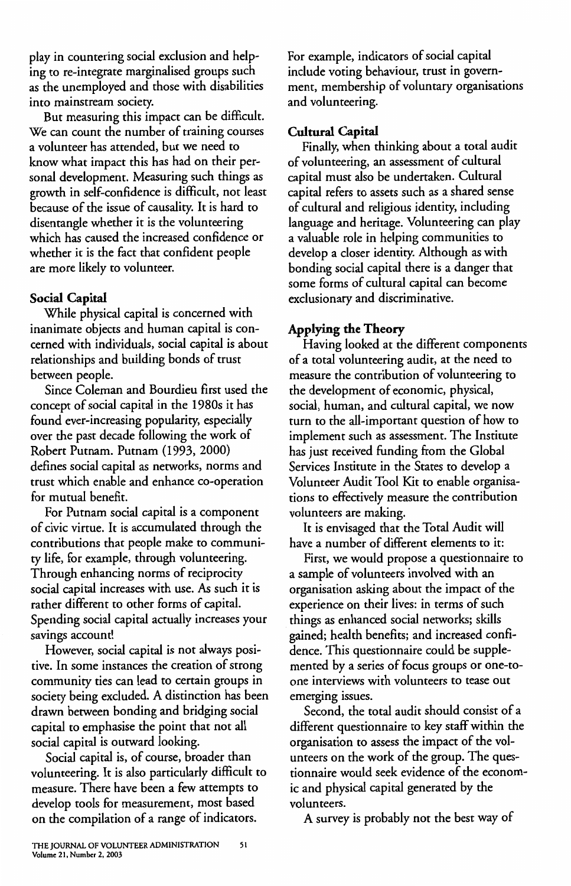play in countering social exclusion and helping to re-integrate marginalised groups such as the unemployed and those with disabilities into mainstream society.

But measuring this impact can be difficult. We can count the number of training courses a volunteer has attended, but we need to know what impact this has had on their personal development. Measuring such things as growth in self-confidence is difficult, not least because of the issue of causality. It is hard to disentangle whether it is the volunteering which has caused the increased confidence or whether it is the fact that confident people are more likely to volunteer.

### Social Capital

While physical capital is concerned with inanimate objects and human capital is concerned with individuals, social capital is about relationships and building bonds of trust between people.

Since Coleman and Bourdieu first used the concept of social capital in the 1980s it has found ever-increasing popularity, especially over the past decade following the work of Robert Putnam. Putnam (1993, 2000) defines social capital as networks, norms and trust which enable and enhance co-operation for mutual benefit.

For Putnam social capital is a component of civic virtue. It is accumulated through the contributions that people make to community life, for example, through volunteering. Through enhancing norms of reciprocity social capital increases with use. As such it is rather different to other forms of capital. Spending social capital actually increases your savings account!

However, social capital is not always positive. In some instances the creation of strong community ties can lead to certain groups in society being excluded. A distinction has been drawn between bonding and bridging social capital to emphasise the point that not all social capital is outward looking.

Social capital is, of course, broader than volunteering. It is also particularly difficult to measure. There have been a few attempts to develop tools for measurement, most based on the compilation of a range of indicators. For example, indicators of social capital include voting behaviour, trust in government, membership of voluntary organisations and volunteering.

### Cultural Capital

Finally, when thinking about a total audit of volunteering, an assessment of cultural capital must also be undertaken. Cultural capital refers to assets such as a shared sense of cultural and religious identity, including language and heritage. Volunteering can play a valuable role in helping communities to develop a closer identity. Although as with bonding social capital there is a danger that some forms of cultural capital can become exclusionary and discriminative.

### Applying the Theory

Having looked at the different components of a total volunteering audit, at the need to measure the contribution of volunteering to the development of economic, physical, social, human, and cultural capital, we now turn to the all-important question of how to implement such as assessment. The Institute has just received funding from the Global Services Institute in the States to develop a Volunteer Audit Tool Kit to enable organisations to effectively measure the contribution volunteers are making.

It is envisaged that the Total Audit will have a number of different elements to it:

First, we would propose a questionnaire to a sample of volunteers involved with an organisation asking about the impact of the experience on their lives: in terms of such things as enhanced social networks; skills gained; health benefits; and increased confidence. This questionnaire could be supplemented by a series of focus groups or one-to-one interviews with volunteers to tease out emerging issues.

Second, the total audit should consist of a different questionnaire to key staff within the organisation to assess the impact of the volunteers on the work of the group. The questionnaire would seek evidence of the economic and physical capital generated by the volunteers.

A survey is probably not the best way of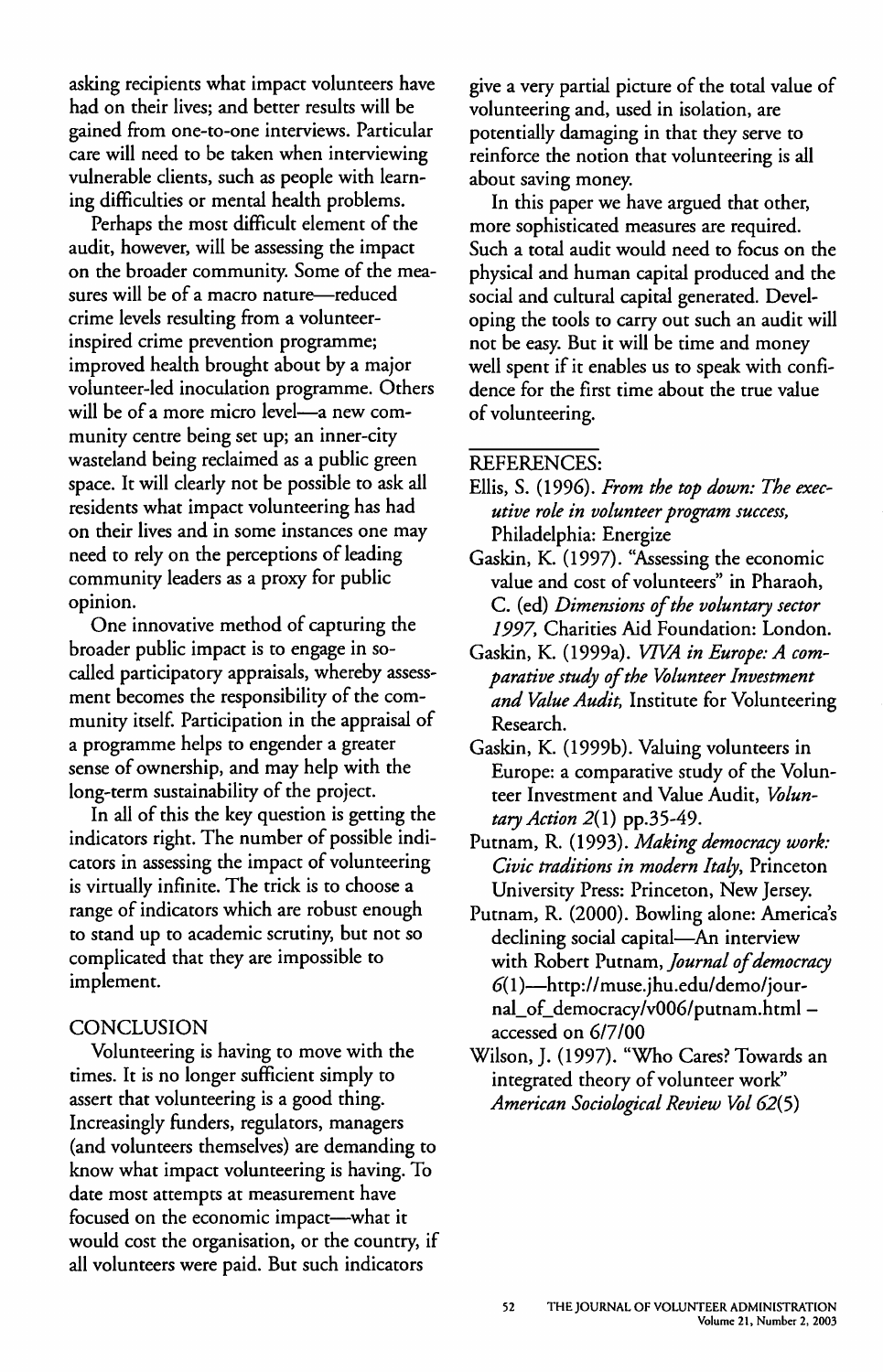asking recipients what impact volunteers have had on their lives; and better results will be gained from one-to-one interviews. Particular care will need to be taken when interviewing vulnerable clients, such as people with learning difficulties or mental health problems.

Perhaps the most difficult element of the audit, however, will be assessing the impact on the broader community. Some of the measures will be of a macro nature—reduced crime levels resulting from a volunteer-inspired crime prevention programme; improved health brought about by a major volunteer-led inoculation programme. Others will be of a more micro level—a new community centre being set up; an inner-city wasteland being reclaimed as a public green space. It will clearly not be possible to ask all residents what impact volunteering has had on their lives and in some instances one may need to rely on the perceptions of leading community leaders as a proxy for public opinion.

One innovative method of capturing the broader public impact is to engage in so-called participatory appraisals, whereby assessment becomes the responsibility of the community itself. Participation in the appraisal of a programme helps to engender a greater sense of ownership, and may help with the long-term sustainability of the project.

In all of this the key question is getting the indicators right. The number of possible indicators in assessing the impact of volunteering is virtually infinite. The trick is to choose a range of indicators which are robust enough to stand up to academic scrutiny, but not so complicated that they are impossible to implement.

## CONCLUSION

Volunteering is having to move with the times. It is no longer sufficient simply to assert that volunteering is a good thing. Increasingly funders, regulators, managers (and volunteers themselves) are demanding to know what impact volunteering is having. To date most attempts at measurement have focused on the economic impact—what it would cost the organisation, or the country, if all volunteers were paid. But such indicators give a very partial picture of the total value of volunteering and, used in isolation, are potentially damaging in that they serve to reinforce the notion that volunteering is all about saving money.

In this paper we have argued that other, more sophisticated measures are required. Such a total audit would need to focus on the physical and human capital produced and the social and cultural capital generated. Developing the tools to carry out such an audit will not be easy. But it will be time and money well spent if it enables us to speak with confidence for the first time about the true value of volunteering.

## REFERENCES:

Ellis, S. (1996). *From the top down: The executive role in volunteer program success,* Philadelphia: Energize

Gaskin, K. (1997). "Assessing the economic value and cost of volunteers" in Pharaoh, C. (ed) *Dimensions of the voluntary sector 1997,* Charities Aid Foundation: London.

Gaskin, K. (1999a). *VIVA in Europe: A comparative study of the Volunteer Investment and Value Audit,* Institute for Volunteering Research.

Gaskin, K. (1999b). Valuing volunteers in Europe: a comparative study of the Volunteer Investment and Value Audit, *Voluntary Action 2*(1) pp.35-49.

Putnam, R. (1993). *Making democracy work: Civic traditions in modern Italy,* Princeton University Press: Princeton, New Jersey.

Putnam, R. (2000). Bowling alone: America's declining social capital—An interview with Robert Putnam, *Journal of democracy 6*(1)—http://muse.jhu.edu/demo/journal_of_democracy/v006/putnam.html – accessed on 6/7/00

Wilson, J. (1997). "Who Cares? Towards an integrated theory of volunteer work" *American Sociological Review Vol 62*(5)